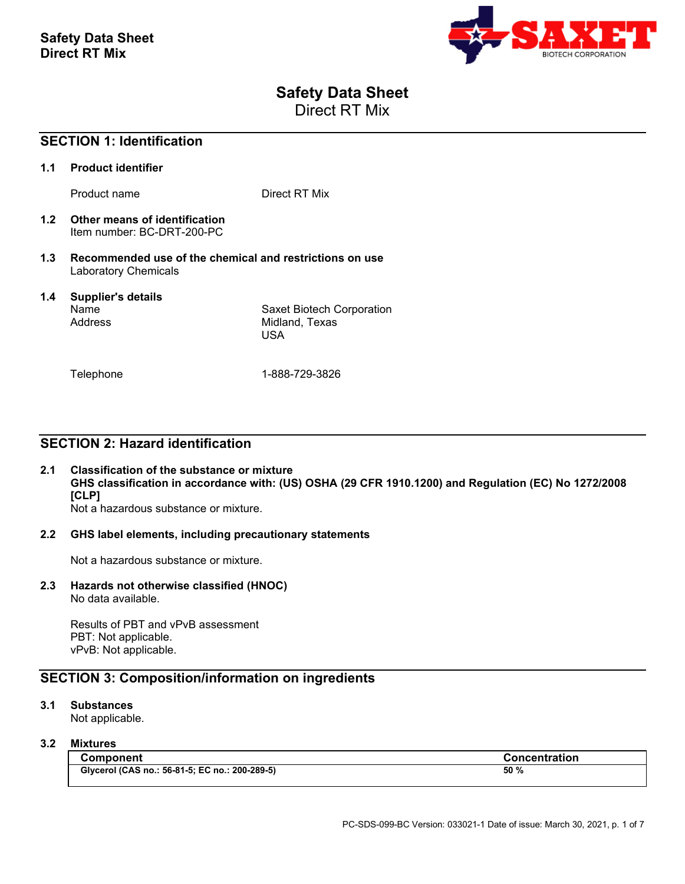# Safety Data Sheet
Direct RT Mix

## SECTION 1: Identification

### 1.1 Product identifier

Product name Direct RT Mix

### 1.2 Other means of identification
Item number: BC-DRT-200-PC

### 1.3 Recommended use of the chemical and restrictions on use
Laboratory Chemicals

### 1.4 Supplier's details

| | |
|---|---|
| Name | Saxet Biotech Corporation |
| Address | Midland, Texas<br>USA |
| Telephone | 1-888-729-3826 |

## SECTION 2: Hazard identification

### 2.1 Classification of the substance or mixture
**GHS classification in accordance with: (US) OSHA (29 CFR 1910.1200) and Regulation (EC) No 1272/2008 [CLP]**
Not a hazardous substance or mixture.

### 2.2 GHS label elements, including precautionary statements

Not a hazardous substance or mixture.

### 2.3 Hazards not otherwise classified (HNOC)
No data available.

Results of PBT and vPvB assessment
PBT: Not applicable.
vPvB: Not applicable.

## SECTION 3: Composition/information on ingredients

### 3.1 Substances
Not applicable.

### 3.2 Mixtures

| Component | Concentration |
|---|---|
| Glycerol (CAS no.: 56-81-5; EC no.: 200-289-5) | 50 % |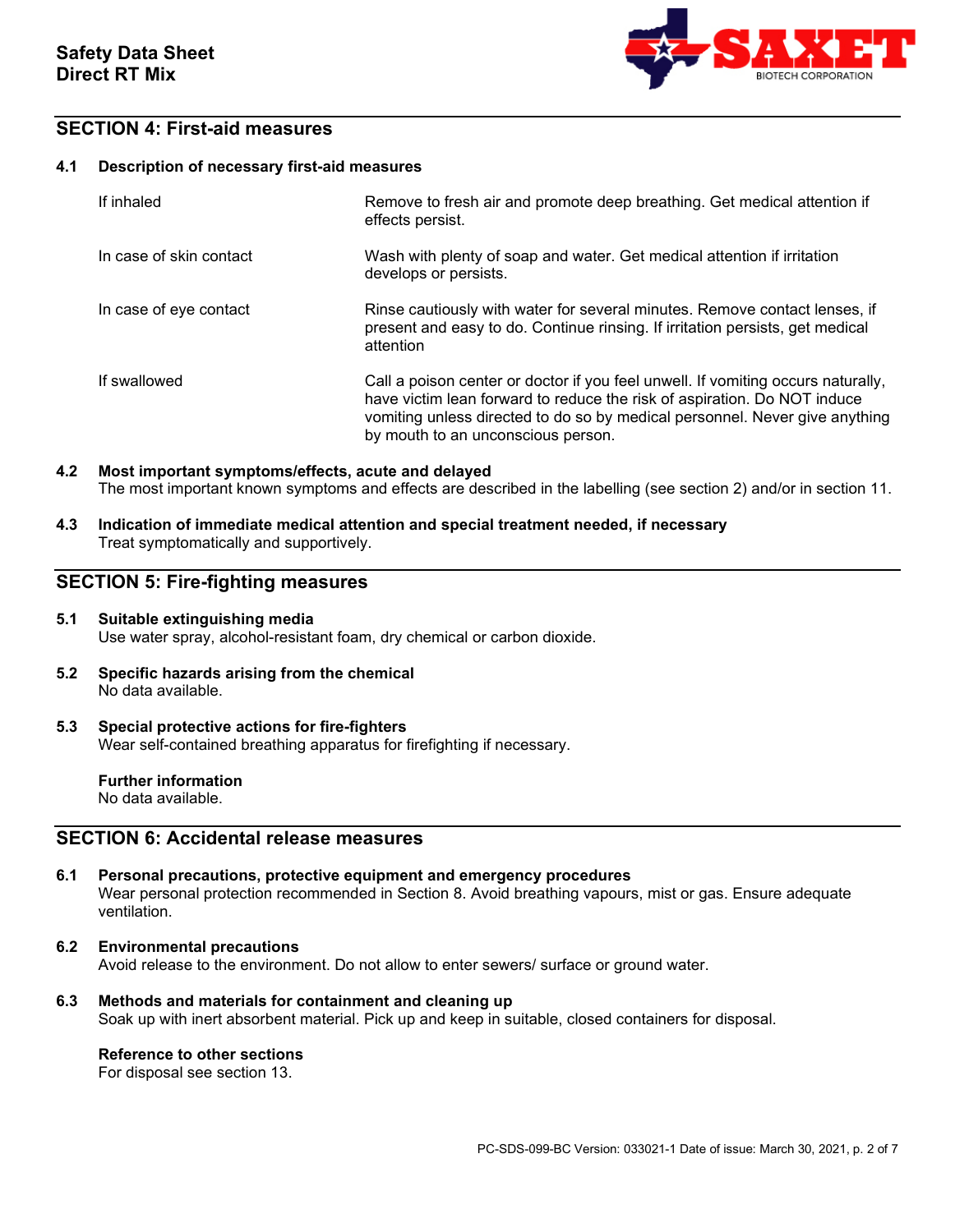## SECTION 4: First-aid measures

### 4.1 Description of necessary first-aid measures

| | |
|---|---|
| If inhaled | Remove to fresh air and promote deep breathing. Get medical attention if effects persist. |
| In case of skin contact | Wash with plenty of soap and water. Get medical attention if irritation develops or persists. |
| In case of eye contact | Rinse cautiously with water for several minutes. Remove contact lenses, if present and easy to do. Continue rinsing. If irritation persists, get medical attention |
| If swallowed | Call a poison center or doctor if you feel unwell. If vomiting occurs naturally, have victim lean forward to reduce the risk of aspiration. Do NOT induce vomiting unless directed to do so by medical personnel. Never give anything by mouth to an unconscious person. |

### 4.2 Most important symptoms/effects, acute and delayed

The most important known symptoms and effects are described in the labelling (see section 2) and/or in section 11.

### 4.3 Indication of immediate medical attention and special treatment needed, if necessary

Treat symptomatically and supportively.

## SECTION 5: Fire-fighting measures

### 5.1 Suitable extinguishing media

Use water spray, alcohol-resistant foam, dry chemical or carbon dioxide.

### 5.2 Specific hazards arising from the chemical

No data available.

### 5.3 Special protective actions for fire-fighters

Wear self-contained breathing apparatus for firefighting if necessary.

**Further information**

No data available.

## SECTION 6: Accidental release measures

### 6.1 Personal precautions, protective equipment and emergency procedures

Wear personal protection recommended in Section 8. Avoid breathing vapours, mist or gas. Ensure adequate ventilation.

### 6.2 Environmental precautions

Avoid release to the environment. Do not allow to enter sewers/ surface or ground water.

### 6.3 Methods and materials for containment and cleaning up

Soak up with inert absorbent material. Pick up and keep in suitable, closed containers for disposal.

**Reference to other sections**

For disposal see section 13.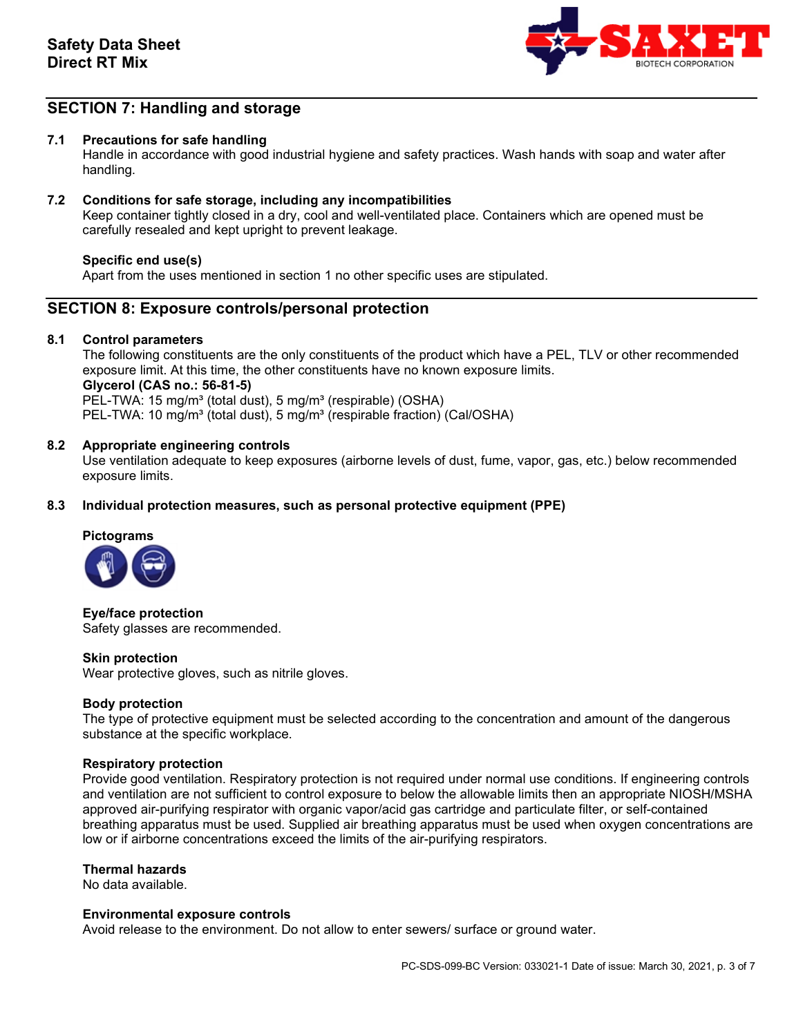## SECTION 7: Handling and storage

### 7.1 Precautions for safe handling

Handle in accordance with good industrial hygiene and safety practices. Wash hands with soap and water after handling.

### 7.2 Conditions for safe storage, including any incompatibilities

Keep container tightly closed in a dry, cool and well-ventilated place. Containers which are opened must be carefully resealed and kept upright to prevent leakage.

**Specific end use(s)**

Apart from the uses mentioned in section 1 no other specific uses are stipulated.

## SECTION 8: Exposure controls/personal protection

### 8.1 Control parameters

The following constituents are the only constituents of the product which have a PEL, TLV or other recommended exposure limit. At this time, the other constituents have no known exposure limits.

**Glycerol (CAS no.: 56-81-5)**

PEL-TWA: 15 mg/m³ (total dust), 5 mg/m³ (respirable) (OSHA)
PEL-TWA: 10 mg/m³ (total dust), 5 mg/m³ (respirable fraction) (Cal/OSHA)

### 8.2 Appropriate engineering controls

Use ventilation adequate to keep exposures (airborne levels of dust, fume, vapor, gas, etc.) below recommended exposure limits.

### 8.3 Individual protection measures, such as personal protective equipment (PPE)

**Pictograms**

**Eye/face protection**

Safety glasses are recommended.

**Skin protection**

Wear protective gloves, such as nitrile gloves.

**Body protection**

The type of protective equipment must be selected according to the concentration and amount of the dangerous substance at the specific workplace.

**Respiratory protection**

Provide good ventilation. Respiratory protection is not required under normal use conditions. If engineering controls and ventilation are not sufficient to control exposure to below the allowable limits then an appropriate NIOSH/MSHA approved air-purifying respirator with organic vapor/acid gas cartridge and particulate filter, or self-contained breathing apparatus must be used. Supplied air breathing apparatus must be used when oxygen concentrations are low or if airborne concentrations exceed the limits of the air-purifying respirators.

**Thermal hazards**

No data available.

**Environmental exposure controls**

Avoid release to the environment. Do not allow to enter sewers/ surface or ground water.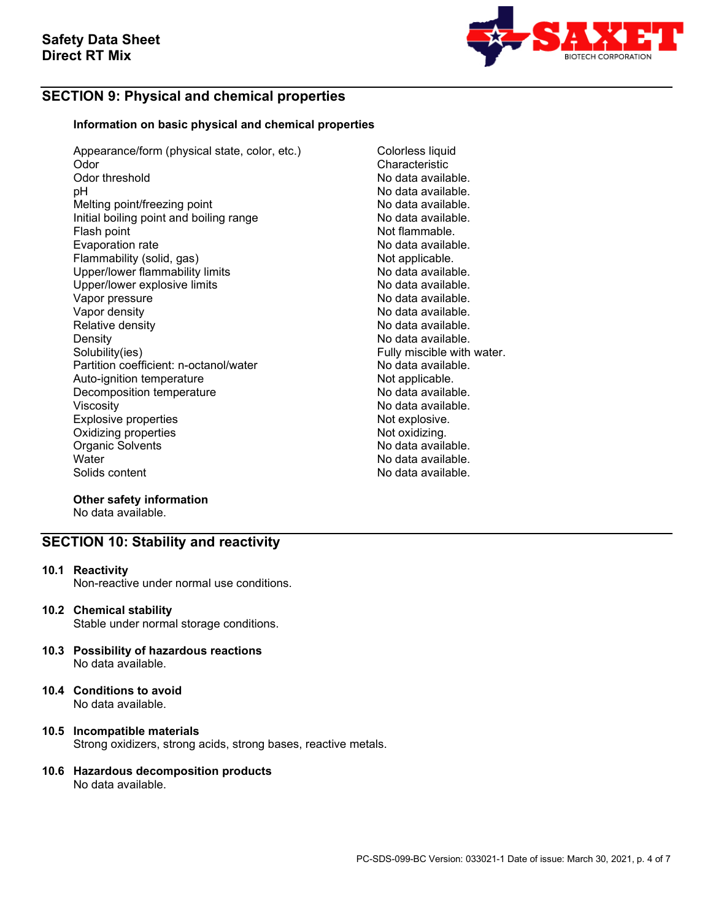## SECTION 9: Physical and chemical properties

**Information on basic physical and chemical properties**

| | |
|---|---|
| Appearance/form (physical state, color, etc.) | Colorless liquid |
| Odor | Characteristic |
| Odor threshold | No data available. |
| pH | No data available. |
| Melting point/freezing point | No data available. |
| Initial boiling point and boiling range | No data available. |
| Flash point | Not flammable. |
| Evaporation rate | No data available. |
| Flammability (solid, gas) | Not applicable. |
| Upper/lower flammability limits | No data available. |
| Upper/lower explosive limits | No data available. |
| Vapor pressure | No data available. |
| Vapor density | No data available. |
| Relative density | No data available. |
| Density | No data available. |
| Solubility(ies) | Fully miscible with water. |
| Partition coefficient: n-octanol/water | No data available. |
| Auto-ignition temperature | Not applicable. |
| Decomposition temperature | No data available. |
| Viscosity | No data available. |
| Explosive properties | Not explosive. |
| Oxidizing properties | Not oxidizing. |
| Organic Solvents | No data available. |
| Water | No data available. |
| Solids content | No data available. |

**Other safety information**
No data available.

## SECTION 10: Stability and reactivity

**10.1 Reactivity**
Non-reactive under normal use conditions.

**10.2 Chemical stability**
Stable under normal storage conditions.

**10.3 Possibility of hazardous reactions**
No data available.

**10.4 Conditions to avoid**
No data available.

**10.5 Incompatible materials**
Strong oxidizers, strong acids, strong bases, reactive metals.

**10.6 Hazardous decomposition products**
No data available.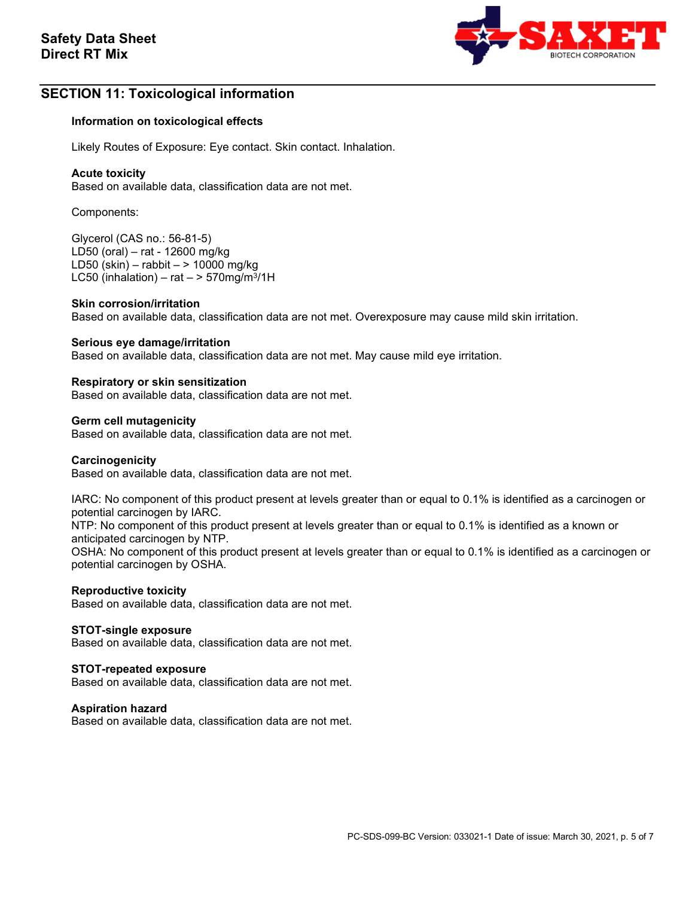## SECTION 11: Toxicological information

**Information on toxicological effects**

Likely Routes of Exposure: Eye contact. Skin contact. Inhalation.

**Acute toxicity**
Based on available data, classification data are not met.

Components:

Glycerol (CAS no.: 56-81-5)
LD50 (oral) – rat - 12600 mg/kg
LD50 (skin) – rabbit – > 10000 mg/kg
LC50 (inhalation) – rat – > 570mg/m$^3$/1H

**Skin corrosion/irritation**
Based on available data, classification data are not met. Overexposure may cause mild skin irritation.

**Serious eye damage/irritation**
Based on available data, classification data are not met. May cause mild eye irritation.

**Respiratory or skin sensitization**
Based on available data, classification data are not met.

**Germ cell mutagenicity**
Based on available data, classification data are not met.

**Carcinogenicity**
Based on available data, classification data are not met.

IARC: No component of this product present at levels greater than or equal to 0.1% is identified as a carcinogen or potential carcinogen by IARC.
NTP: No component of this product present at levels greater than or equal to 0.1% is identified as a known or anticipated carcinogen by NTP.
OSHA: No component of this product present at levels greater than or equal to 0.1% is identified as a carcinogen or potential carcinogen by OSHA.

**Reproductive toxicity**
Based on available data, classification data are not met.

**STOT-single exposure**
Based on available data, classification data are not met.

**STOT-repeated exposure**
Based on available data, classification data are not met.

**Aspiration hazard**
Based on available data, classification data are not met.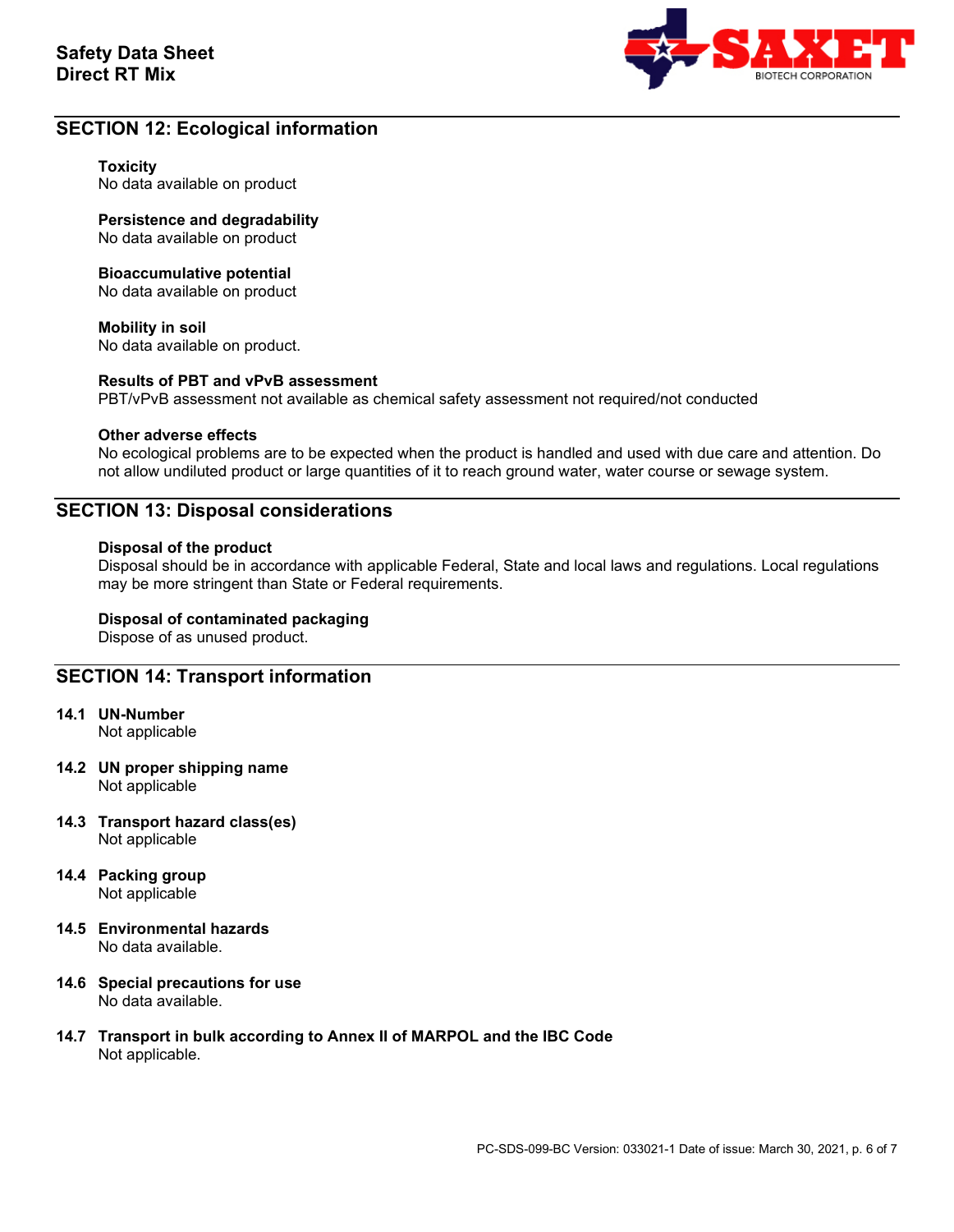## SECTION 12: Ecological information

**Toxicity**
No data available on product

**Persistence and degradability**
No data available on product

**Bioaccumulative potential**
No data available on product

**Mobility in soil**
No data available on product.

**Results of PBT and vPvB assessment**
PBT/vPvB assessment not available as chemical safety assessment not required/not conducted

**Other adverse effects**
No ecological problems are to be expected when the product is handled and used with due care and attention. Do not allow undiluted product or large quantities of it to reach ground water, water course or sewage system.

## SECTION 13: Disposal considerations

**Disposal of the product**
Disposal should be in accordance with applicable Federal, State and local laws and regulations. Local regulations may be more stringent than State or Federal requirements.

**Disposal of contaminated packaging**
Dispose of as unused product.

## SECTION 14: Transport information

**14.1 UN-Number**
Not applicable

**14.2 UN proper shipping name**
Not applicable

**14.3 Transport hazard class(es)**
Not applicable

**14.4 Packing group**
Not applicable

**14.5 Environmental hazards**
No data available.

**14.6 Special precautions for use**
No data available.

**14.7 Transport in bulk according to Annex II of MARPOL and the IBC Code**
Not applicable.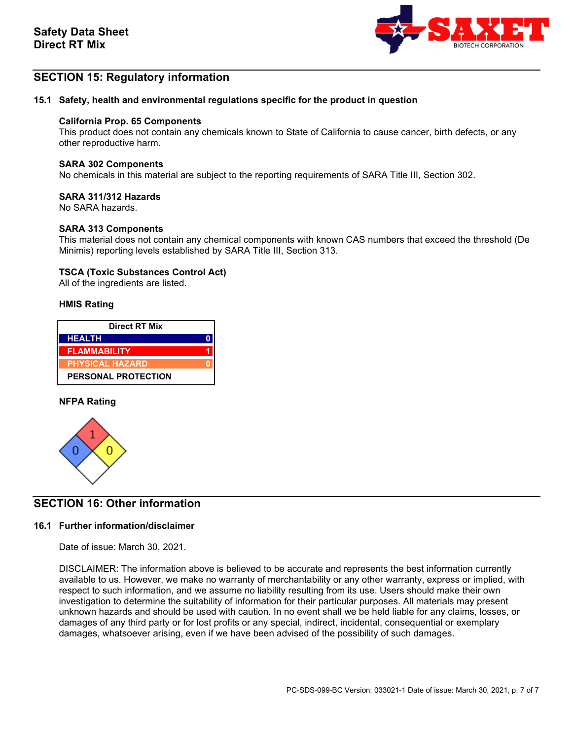## SECTION 15: Regulatory information

### 15.1 Safety, health and environmental regulations specific for the product in question

**California Prop. 65 Components**
This product does not contain any chemicals known to State of California to cause cancer, birth defects, or any other reproductive harm.

**SARA 302 Components**
No chemicals in this material are subject to the reporting requirements of SARA Title III, Section 302.

**SARA 311/312 Hazards**
No SARA hazards.

**SARA 313 Components**
This material does not contain any chemical components with known CAS numbers that exceed the threshold (De Minimis) reporting levels established by SARA Title III, Section 313.

**TSCA (Toxic Substances Control Act)**
All of the ingredients are listed.

**HMIS Rating**

| Direct RT Mix | |
|---|---|
| HEALTH | 0 |
| FLAMMABILITY | 1 |
| PHYSICAL HAZARD | 0 |
| PERSONAL PROTECTION | |

**NFPA Rating**

1
0
0

## SECTION 16: Other information

### 16.1 Further information/disclaimer

Date of issue: March 30, 2021.

DISCLAIMER: The information above is believed to be accurate and represents the best information currently available to us. However, we make no warranty of merchantability or any other warranty, express or implied, with respect to such information, and we assume no liability resulting from its use. Users should make their own investigation to determine the suitability of information for their particular purposes. All materials may present unknown hazards and should be used with caution. In no event shall we be held liable for any claims, losses, or damages of any third party or for lost profits or any special, indirect, incidental, consequential or exemplary damages, whatsoever arising, even if we have been advised of the possibility of such damages.